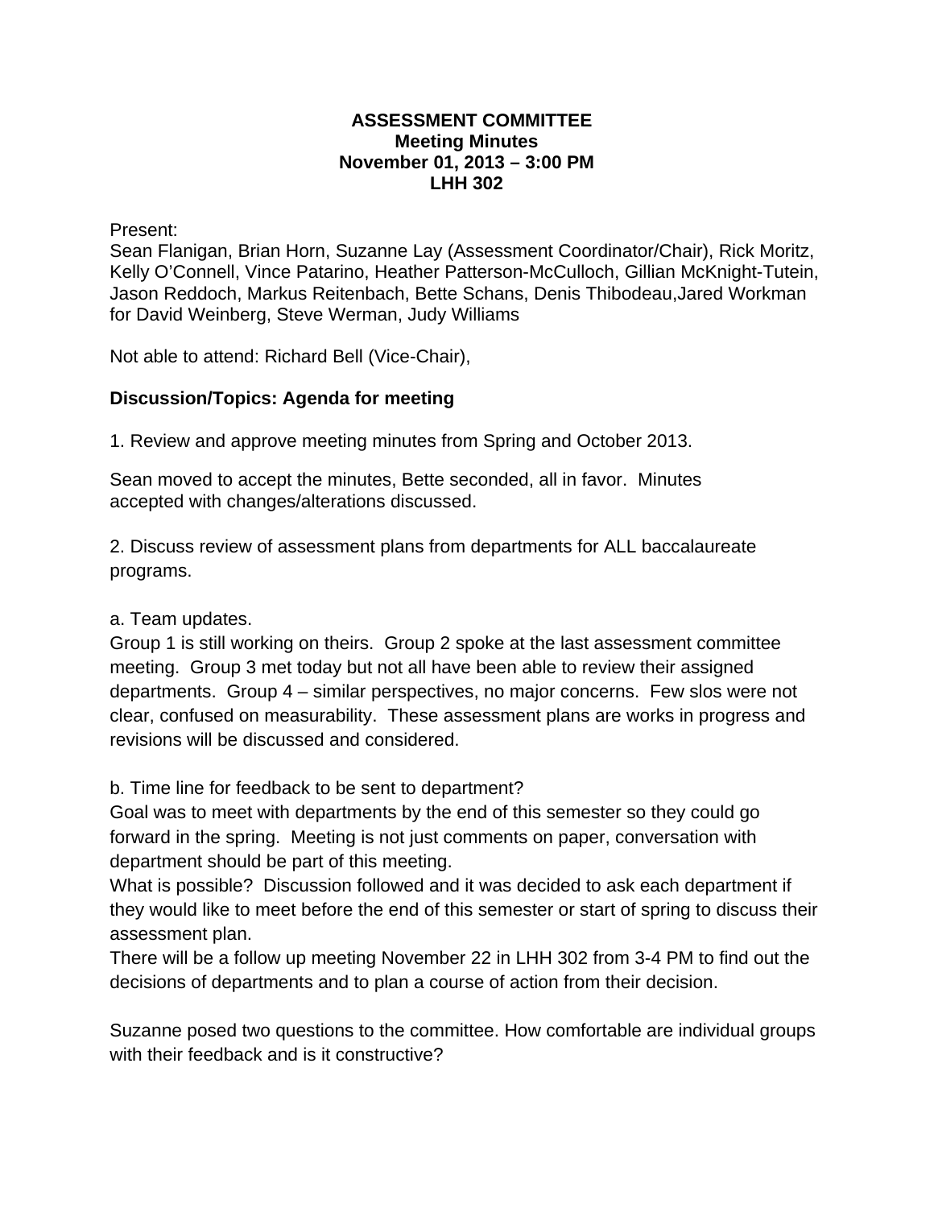**ASSESSMENT COMMITTEE**
**Meeting Minutes**
**November 01, 2013 – 3:00 PM**
**LHH 302**

Present:
Sean Flanigan, Brian Horn, Suzanne Lay (Assessment Coordinator/Chair), Rick Moritz, Kelly O'Connell, Vince Patarino, Heather Patterson-McCulloch, Gillian McKnight-Tutein, Jason Reddoch, Markus Reitenbach, Bette Schans, Denis Thibodeau,Jared Workman for David Weinberg, Steve Werman, Judy Williams

Not able to attend: Richard Bell (Vice-Chair),

**Discussion/Topics: Agenda for meeting**

1. Review and approve meeting minutes from Spring and October 2013.

Sean moved to accept the minutes, Bette seconded, all in favor. Minutes accepted with changes/alterations discussed.

2. Discuss review of assessment plans from departments for ALL baccalaureate programs.

a. Team updates.
Group 1 is still working on theirs. Group 2 spoke at the last assessment committee meeting. Group 3 met today but not all have been able to review their assigned departments. Group 4 – similar perspectives, no major concerns. Few slos were not clear, confused on measurability. These assessment plans are works in progress and revisions will be discussed and considered.

b. Time line for feedback to be sent to department?
Goal was to meet with departments by the end of this semester so they could go forward in the spring. Meeting is not just comments on paper, conversation with department should be part of this meeting.
What is possible? Discussion followed and it was decided to ask each department if they would like to meet before the end of this semester or start of spring to discuss their assessment plan.
There will be a follow up meeting November 22 in LHH 302 from 3-4 PM to find out the decisions of departments and to plan a course of action from their decision.

Suzanne posed two questions to the committee. How comfortable are individual groups with their feedback and is it constructive?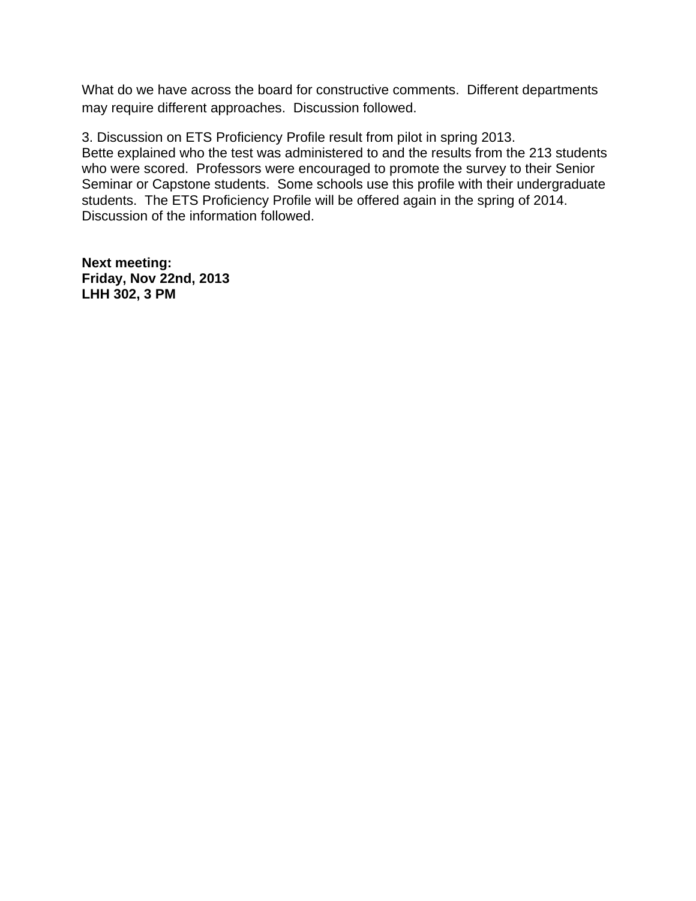What do we have across the board for constructive comments. Different departments may require different approaches. Discussion followed.

3. Discussion on ETS Proficiency Profile result from pilot in spring 2013.
Bette explained who the test was administered to and the results from the 213 students who were scored. Professors were encouraged to promote the survey to their Senior Seminar or Capstone students. Some schools use this profile with their undergraduate students. The ETS Proficiency Profile will be offered again in the spring of 2014. Discussion of the information followed.

**Next meeting:**
**Friday, Nov 22nd, 2013**
**LHH 302, 3 PM**